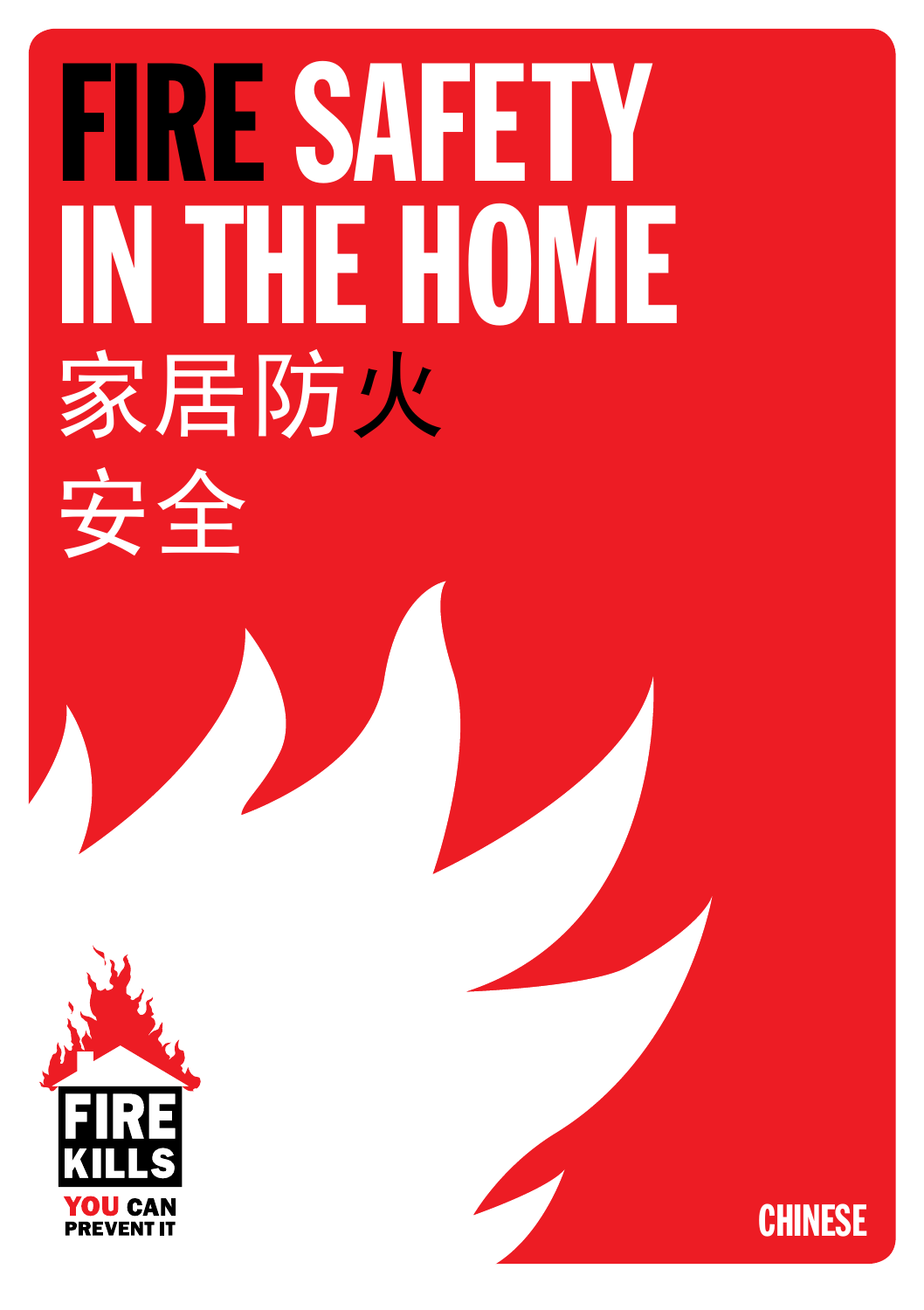# FIRE SAFETY IN THE HOME

# 家居防火安全

FIRE KILLS
YOU CAN PREVENT IT

CHINESE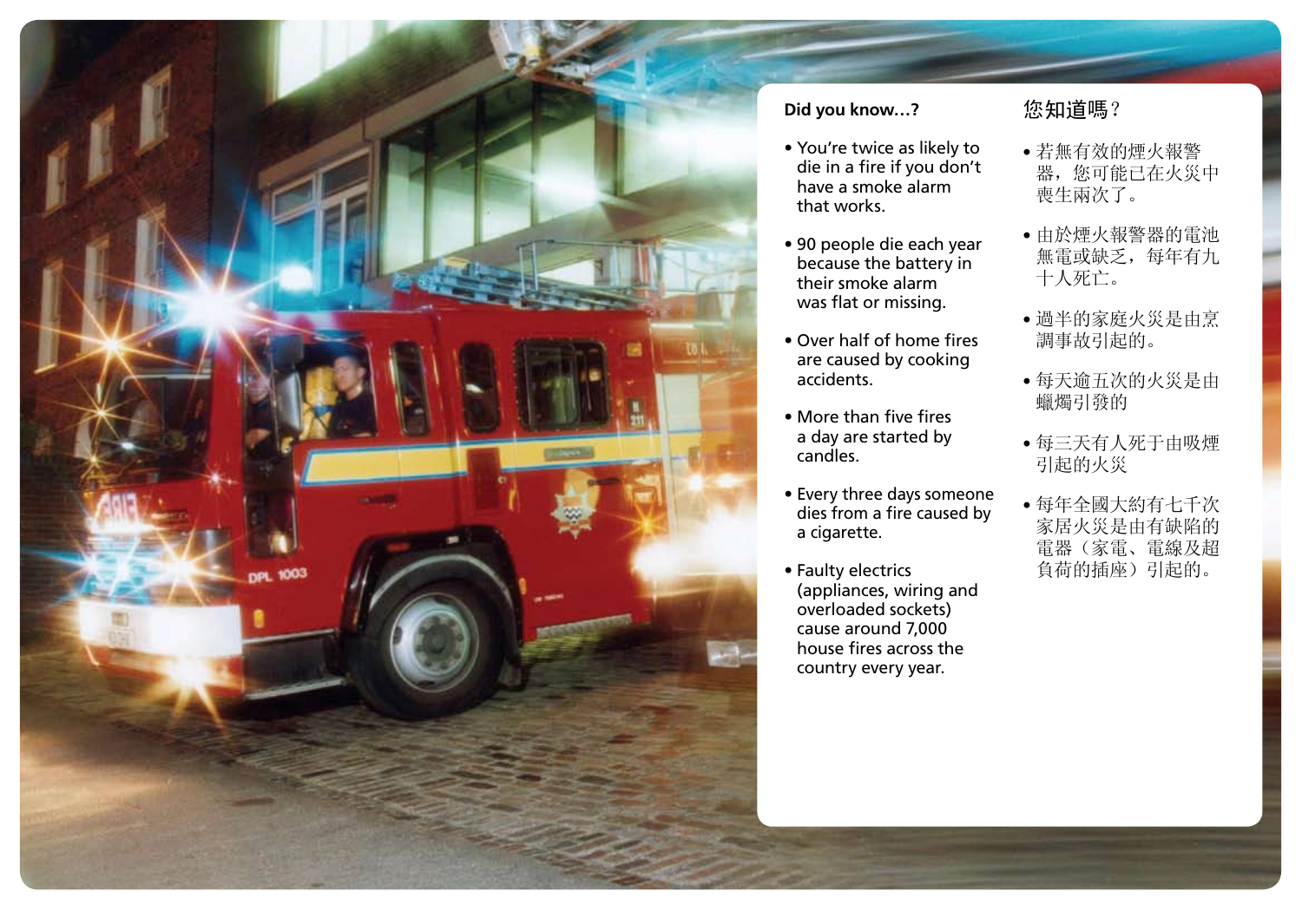## Did you know…?

- You're twice as likely to die in a fire if you don't have a smoke alarm that works.
- 90 people die each year because the battery in their smoke alarm was flat or missing.
- Over half of home fires are caused by cooking accidents.
- More than five fires a day are started by candles.
- Every three days someone dies from a fire caused by a cigarette.
- Faulty electrics (appliances, wiring and overloaded sockets) cause around 7,000 house fires across the country every year.

## 您知道嗎？

- 若無有效的煙火報警器，您可能已在火災中喪生兩次了。
- 由於煙火報警器的電池無電或缺乏，每年有九十人死亡。
- 過半的家庭火災是由烹調事故引起的。
- 每天逾五次的火災是由蠟燭引發的
- 每三天有人死于由吸煙引起的火災
- 每年全國大約有七千次家居火災是由有缺陷的電器（家電、電線及超負荷的插座）引起的。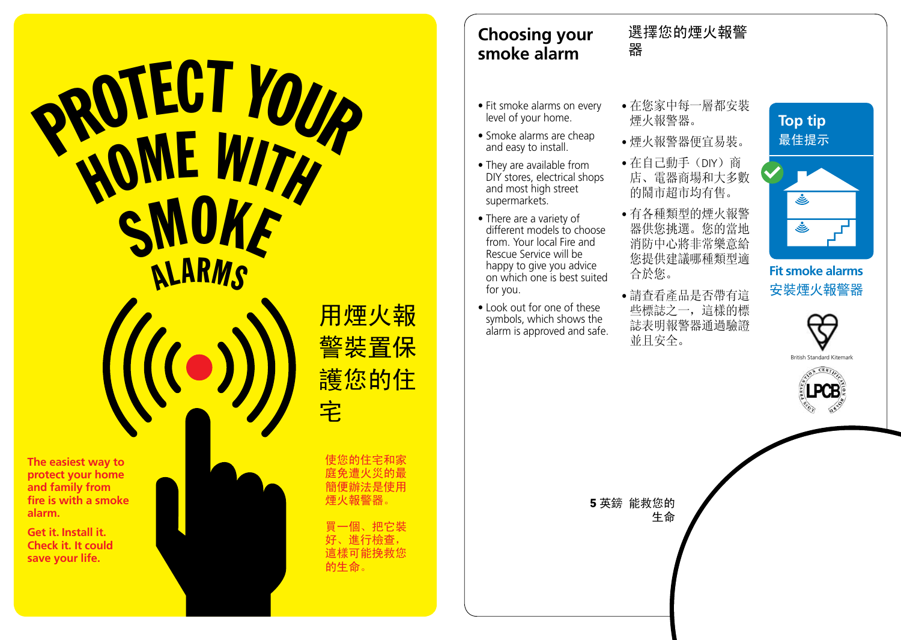# PROTECT YOUR HOME WITH SMOKE ALARMS

# 用煙火報警裝置保護您的住宅

**The easiest way to protect your home and family from fire is with a smoke alarm.**

**Get it. Install it. Check it. It could save your life.**

使您的住宅和家庭免遭火災的最簡便辦法是使用煙火報警器。

買一個、把它裝好、進行檢查，這樣可能挽救您的生命。

## Choosing your smoke alarm

## 選擇您的煙火報警器

- Fit smoke alarms on every level of your home.
- Smoke alarms are cheap and easy to install.
- They are available from DIY stores, electrical shops and most high street supermarkets.
- There are a variety of different models to choose from. Your local Fire and Rescue Service will be happy to give you advice on which one is best suited for you.
- Look out for one of these symbols, which shows the alarm is approved and safe.

- 在您家中每一層都安裝煙火報警器。
- 煙火報警器便宜易裝。
- 在自己動手（DIY）商店、電器商場和大多數的鬧市超市均有售。
- 有各種類型的煙火報警器供您挑選。您的當地消防中心將非常樂意給您提供建議哪種類型適合於您。
- 請查看產品是否帶有這些標誌之一，這樣的標誌表明報警器通過驗證並且安全。

**Top tip**
最佳提示

**Fit smoke alarms**
安裝煙火報警器

British Standard Kitemark

LPCB

**5** 英鎊 能救您的生命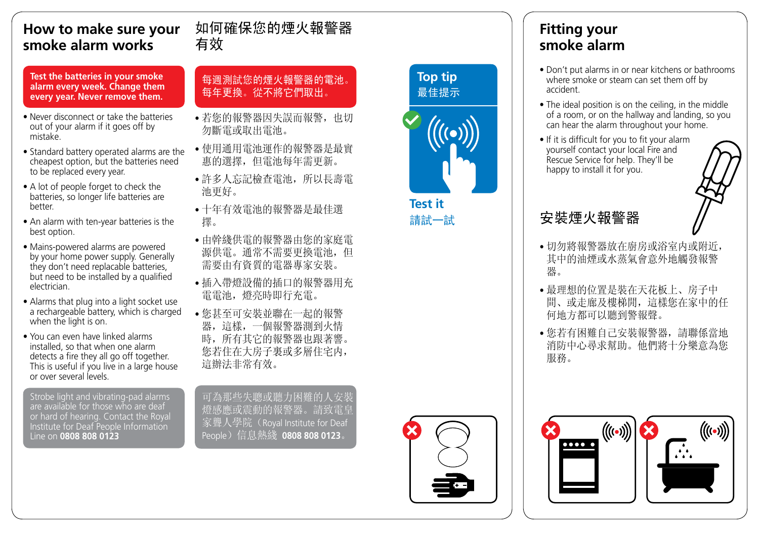## How to make sure your smoke alarm works

## 如何確保您的煙火報警器有效

**Test the batteries in your smoke alarm every week. Change them every year. Never remove them.**

每週測試您的煙火報警器的電池。每年更換。從不將它們取出。

- Never disconnect or take the batteries out of your alarm if it goes off by mistake.
- Standard battery operated alarms are the cheapest option, but the batteries need to be replaced every year.
- A lot of people forget to check the batteries, so longer life batteries are better.
- An alarm with ten-year batteries is the best option.
- Mains-powered alarms are powered by your home power supply. Generally they don't need replacable batteries, but need to be installed by a qualified electrician.
- Alarms that plug into a light socket use a rechargeable battery, which is charged when the light is on.
- You can even have linked alarms installed, so that when one alarm detects a fire they all go off together. This is useful if you live in a large house or over several levels.

- 若您的報警器因失誤而報警，也切勿斷電或取出電池。
- 使用通用電池運作的報警器是最實惠的選擇，但電池每年需更新。
- 許多人忘記檢查電池，所以長壽電池更好。
- 十年有效電池的報警器是最佳選擇。
- 由幹綫供電的報警器由您的家庭電源供電。通常不需要更換電池，但需要由有資質的電器專家安裝。
- 插入帶燈設備的插口的報警器用充電電池，燈亮時即行充電。
- 您甚至可安裝並聯在一起的報警器，這樣，一個報警器測到火情時，所有其它的報警器也跟著響。您若住在大房子裏或多層住宅內，這辦法非常有效。

Strobe light and vibrating-pad alarms are available for those who are deaf or hard of hearing. Contact the Royal Institute for Deaf People Information Line on **0808 808 0123**

可為那些失聰或聽力困難的人安裝燈感應或震動的報警器。請致電皇家聾人學院（Royal Institute for Deaf People）信息熱綫 **0808 808 0123**。

**Top tip**
最佳提示

**Test it**
請試一試

## Fitting your smoke alarm

- Don't put alarms in or near kitchens or bathrooms where smoke or steam can set them off by accident.
- The ideal position is on the ceiling, in the middle of a room, or on the hallway and landing, so you can hear the alarm throughout your home.
- If it is difficult for you to fit your alarm yourself contact your local Fire and Rescue Service for help. They'll be happy to install it for you.

## 安裝煙火報警器

- 切勿將報警器放在廚房或浴室內或附近，其中的油煙或水蒸氣會意外地觸發報警器。
- 最理想的位置是裝在天花板上、房子中間、或走廊及樓梯間，這樣您在家中的任何地方都可以聽到警報聲。
- 您若有困難自己安裝報警器，請聯係當地消防中心尋求幫助。他們將十分樂意為您服務。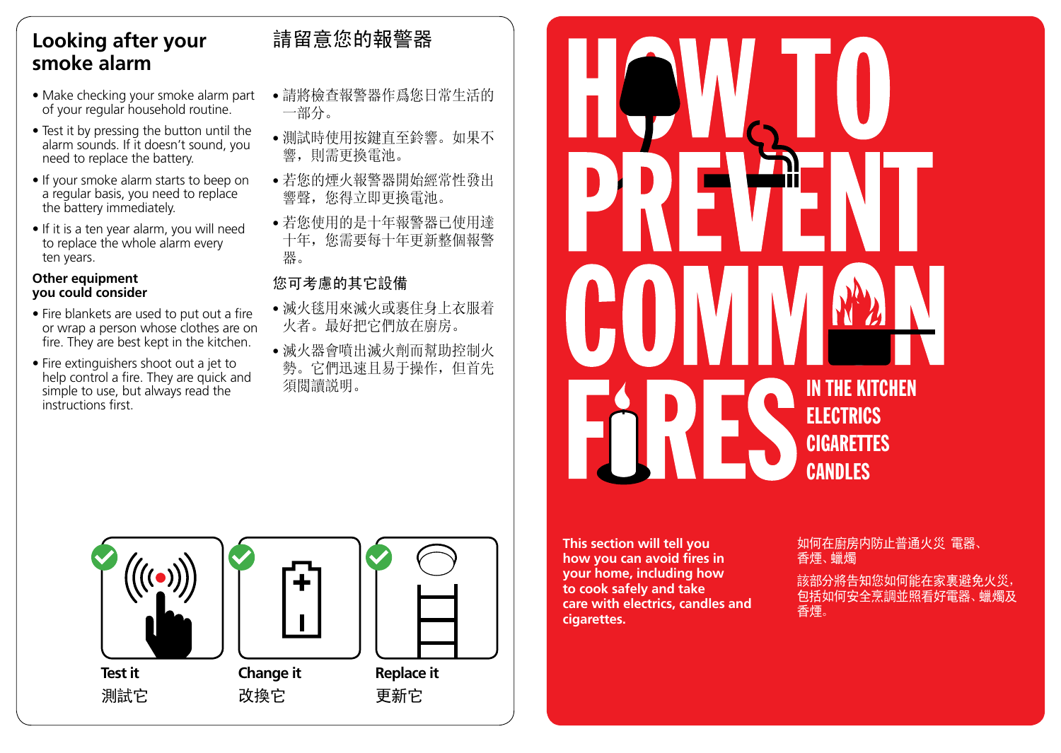## Looking after your smoke alarm

## 請留意您的報警器

- Make checking your smoke alarm part of your regular household routine.
- Test it by pressing the button until the alarm sounds. If it doesn't sound, you need to replace the battery.
- If your smoke alarm starts to beep on a regular basis, you need to replace the battery immediately.
- If it is a ten year alarm, you will need to replace the whole alarm every ten years.

- 請將檢查報警器作爲您日常生活的一部分。
- 測試時使用按鍵直至鈴響。如果不響，則需更換電池。
- 若您的煙火報警器開始經常性發出響聲，您得立即更換電池。
- 若您使用的是十年報警器已使用達十年，您需要每十年更新整個報警器。

### Other equipment you could consider

### 您可考慮的其它設備

- Fire blankets are used to put out a fire or wrap a person whose clothes are on fire. They are best kept in the kitchen.
- Fire extinguishers shoot out a jet to help control a fire. They are quick and simple to use, but always read the instructions first.

- 滅火毯用來滅火或裹住身上衣服着火者。最好把它們放在廚房。
- 滅火器會噴出滅火劑而幫助控制火勢。它們迅速且易于操作，但首先須閱讀説明。

**Test it**
測試它

**Change it**
改換它

**Replace it**
更新它

# HOW TO PREVENT COMMON FIRES

**IN THE KITCHEN**
**ELECTRICS**
**CIGARETTES**
**CANDLES**

**This section will tell you how you can avoid fires in your home, including how to cook safely and take care with electrics, candles and cigarettes.**

如何在廚房內防止普通火災 電器、香煙、蠟燭

該部分將告知您如何能在家裏避免火災，包括如何安全烹調並照看好電器、蠟燭及香煙。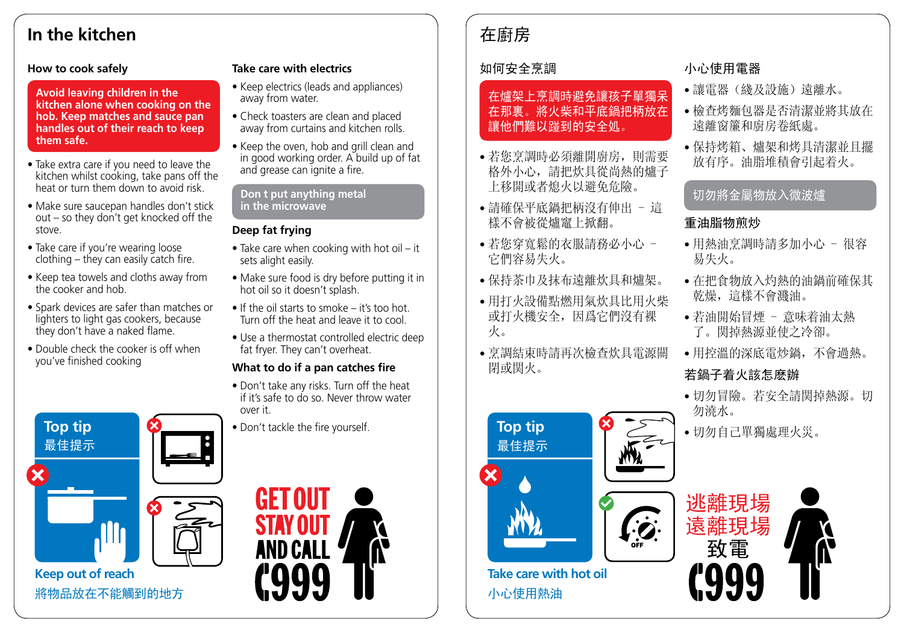# In the kitchen

## How to cook safely

**Avoid leaving children in the kitchen alone when cooking on the hob. Keep matches and sauce pan handles out of their reach to keep them safe.**

- Take extra care if you need to leave the kitchen whilst cooking, take pans off the heat or turn them down to avoid risk.
- Make sure saucepan handles don't stick out – so they don't get knocked off the stove.
- Take care if you're wearing loose clothing – they can easily catch fire.
- Keep tea towels and cloths away from the cooker and hob.
- Spark devices are safer than matches or lighters to light gas cookers, because they don't have a naked flame.
- Double check the cooker is off when you've finished cooking

## Take care with electrics

- Keep electrics (leads and appliances) away from water.
- Check toasters are clean and placed away from curtains and kitchen rolls.
- Keep the oven, hob and grill clean and in good working order. A build up of fat and grease can ignite a fire.

**Don t put anything metal in the microwave**

## Deep fat frying

- Take care when cooking with hot oil – it sets alight easily.
- Make sure food is dry before putting it in hot oil so it doesn't splash.
- If the oil starts to smoke – it's too hot. Turn off the heat and leave it to cool.
- Use a thermostat controlled electric deep fat fryer. They can't overheat.

## What to do if a pan catches fire

- Don't take any risks. Turn off the heat if it's safe to do so. Never throw water over it.
- Don't tackle the fire yourself.

**Top tip**
**最佳提示**

Keep out of reach
將物品放在不能觸到的地方

**GET OUT**
**STAY OUT**
**AND CALL**
**999**

# 在廚房

## 如何安全烹調

**在爐架上烹調時避免讓孩子單獨呆在那裏。將火柴和平底鍋把柄放在讓他們難以碰到的安全処。**

- 若您烹調時必須離開廚房，則需要格外小心，請把炊具從尚熱的爐子上移開或者熄火以避免危險。
- 請確保平底鍋把柄沒有伸出 – 這樣不會被從爐竈上掀翻。
- 若您穿寬鬆的衣服請務必小心 – 它們容易失火。
- 保持茶巾及抹布遠離炊具和爐架。
- 用打火設備點燃用氣炊具比用火柴或打火機安全，因爲它們沒有裸火。
- 烹調結束時請再次檢查炊具電源關閉或閉火。

## 小心使用電器

- 讓電器（綫及設施）遠離水。
- 檢查烤麵包器是否清潔並將其放在遠離窗簾和廚房卷紙處。
- 保持烤箱、爐架和烤具清潔並且擺放有序。油脂堆積會引起着火。

**切勿將金屬物放入微波爐**

## 重油脂物煎炒

- 用熱油烹調時請多加小心 – 很容易失火。
- 在把食物放入灼熱的油鍋前確保其乾燥，這樣不會濺油。
- 若油開始冒煙 – 意味着油太熱了。閑掉熱源並使之冷卻。
- 用控溫的深底電炒鍋，不會過熱。

## 若鍋子着火該怎麼辦

- 切勿冒險。若安全請閑掉熱源。切勿澆水。
- 切勿自己單獨處理火災。

**Top tip**
**最佳提示**

Take care with hot oil
小心使用熱油

**逃離現場**
**遠離現場**
**致電**
**999**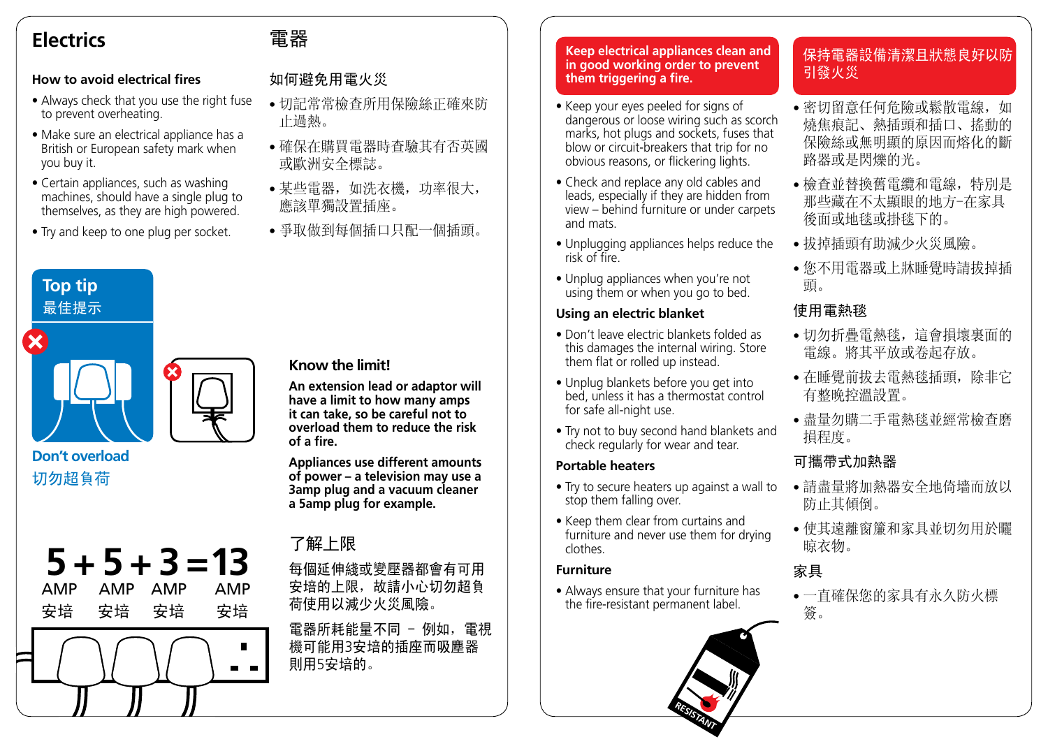# Electrics

# 電器

## How to avoid electrical fires

- Always check that you use the right fuse to prevent overheating.
- Make sure an electrical appliance has a British or European safety mark when you buy it.
- Certain appliances, such as washing machines, should have a single plug to themselves, as they are high powered.
- Try and keep to one plug per socket.

## 如何避免用電火災

- 切記常常檢查所用保險絲正確來防止過熱。
- 確保在購買電器時查驗其有否英國或歐洲安全標誌。
- 某些電器，如洗衣機，功率很大，應該單獨設置插座。
- 爭取做到每個插口只配一個插頭。

### Top tip
### 最佳提示

**Don't overload**

**切勿超負荷**

### Know the limit!

**An extension lead or adaptor will have a limit to how many amps it can take, so be careful not to overload them to reduce the risk of a fire.**

**Appliances use different amounts of power – a television may use a 3amp plug and a vacuum cleaner a 5amp plug for example.**

**5 + 5 + 3 = 13**

AMP 安培 + AMP 安培 + AMP 安培 = AMP 安培

### 了解上限

每個延伸綫或變壓器都會有可用安培的上限，故請小心切勿超負荷使用以減少火災風險。

電器所耗能量不同 – 例如，電視機可能用3安培的插座而吸塵器則用5安培的。

### Keep electrical appliances clean and in good working order to prevent them triggering a fire.

- Keep your eyes peeled for signs of dangerous or loose wiring such as scorch marks, hot plugs and sockets, fuses that blow or circuit-breakers that trip for no obvious reasons, or flickering lights.
- Check and replace any old cables and leads, especially if they are hidden from view – behind furniture or under carpets and mats.
- Unplugging appliances helps reduce the risk of fire.
- Unplug appliances when you're not using them or when you go to bed.

### 保持電器設備清潔且狀態良好以防引發火災

- 密切留意任何危險或鬆散電線，如燒焦痕記、熱插頭和插口、搖動的保險絲或無明顯的原因而熔化的斷路器或是閃爍的光。
- 檢查並替換舊電纜和電線，特別是那些藏在不太顯眼的地方-在家具後面或地毯或掛毯下的。
- 拔掉插頭有助減少火災風險。
- 您不用電器或上牀睡覺時請拔掉插頭。

## Using an electric blanket

- Don't leave electric blankets folded as this damages the internal wiring. Store them flat or rolled up instead.
- Unplug blankets before you get into bed, unless it has a thermostat control for safe all-night use.
- Try not to buy second hand blankets and check regularly for wear and tear.

## 使用電熱毯

- 切勿折疊電熱毯，這會損壞裏面的電線。將其平放或卷起存放。
- 在睡覺前拔去電熱毯插頭，除非它有整晚控溫設置。
- 盡量勿購二手電熱毯並經常檢查磨損程度。

## Portable heaters

- Try to secure heaters up against a wall to stop them falling over.
- Keep them clear from curtains and furniture and never use them for drying clothes.

## 可攜帶式加熱器

- 請盡量將加熱器安全地倚牆而放以防止其傾倒。
- 使其遠離窗簾和家具並切勿用於曬晾衣物。

## Furniture

- Always ensure that your furniture has the fire-resistant permanent label.

## 家具

- 一直確保您的家具有永久防火標簽。

RESISTANT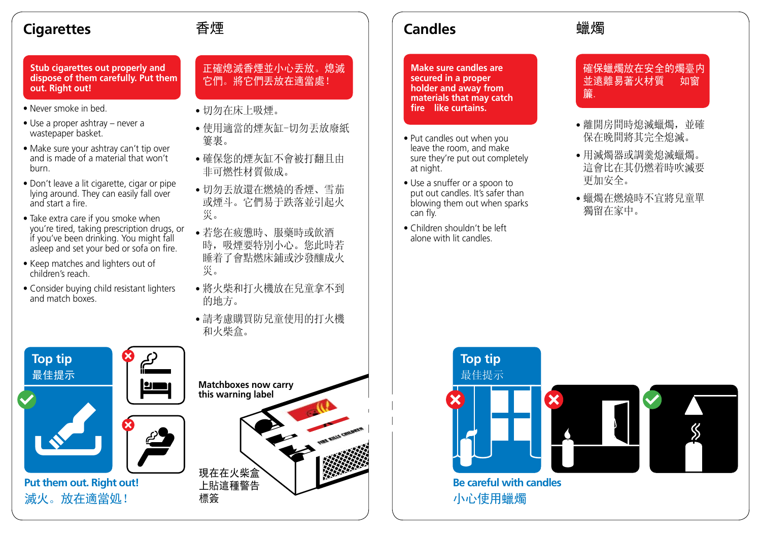## Cigarettes

## 香煙

**Stub cigarettes out properly and dispose of them carefully. Put them out. Right out!**

正確熄滅香煙並小心丟放。熄滅它們。將它們丟放在適當處！

- Never smoke in bed.
- Use a proper ashtray – never a wastepaper basket.
- Make sure your ashtray can't tip over and is made of a material that won't burn.
- Don't leave a lit cigarette, cigar or pipe lying around. They can easily fall over and start a fire.
- Take extra care if you smoke when you're tired, taking prescription drugs, or if you've been drinking. You might fall asleep and set your bed or sofa on fire.
- Keep matches and lighters out of children's reach.
- Consider buying child resistant lighters and match boxes.

- 切勿在床上吸煙。
- 使用適當的煙灰缸-切勿丟放廢紙簍裏。
- 確保您的煙灰缸不會被打翻且由非可燃性材質做成。
- 切勿丟放還在燃燒的香煙、雪茄或煙斗。它們易于跌落並引起火災。
- 若您在疲憊時、服藥時或飲酒時，吸煙要特別小心。您此時若睡着了會點燃床鋪或沙發釀成火災。
- 將火柴和打火機放在兒童拿不到的地方。
- 請考慮購買防兒童使用的打火機和火柴盒。

**Top tip**
最佳提示

**Put them out. Right out!**
滅火。放在適當処！

**Matchboxes now carry this warning label**

現在在火柴盒上貼這種警告標簽

## Candles

## 蠟燭

**Make sure candles are secured in a proper holder and away from materials that may catch fire like curtains.**

確保蠟燭放在安全的燭臺內並遠離易著火材質 如窗簾.

- Put candles out when you leave the room, and make sure they're put out completely at night.
- Use a snuffer or a spoon to put out candles. It's safer than blowing them out when sparks can fly.
- Children shouldn't be left alone with lit candles.

- 離開房間時熄滅蠟燭，並確保在晚間將其完全熄滅。
- 用滅燭器或調羹熄滅蠟燭。這會比在其仍燃着時吹滅要更加安全。
- 蠟燭在燃燒時不宜將兒童單獨留在家中。

**Top tip**
最佳提示

**Be careful with candles**
小心使用蠟燭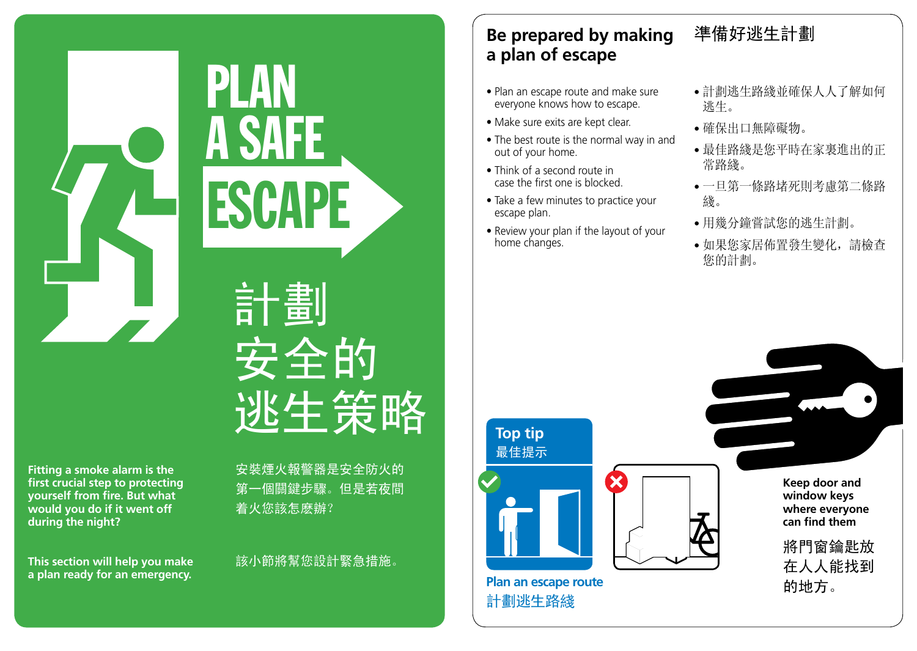# PLAN A SAFE ESCAPE

# 計劃安全的逃生策略

**Fitting a smoke alarm is the first crucial step to protecting yourself from fire. But what would you do if it went off during the night?**

安裝煙火報警器是安全防火的第一個關鍵步驟。但是若夜間着火您該怎麼辦？

**This section will help you make a plan ready for an emergency.**

該小節將幫您設計緊急措施。

## Be prepared by making a plan of escape

## 準備好逃生計劃

- Plan an escape route and make sure everyone knows how to escape.
- Make sure exits are kept clear.
- The best route is the normal way in and out of your home.
- Think of a second route in case the first one is blocked.
- Take a few minutes to practice your escape plan.
- Review your plan if the layout of your home changes.

- 計劃逃生路綫並確保人人了解如何逃生。
- 確保出口無障礙物。
- 最佳路綫是您平時在家裏進出的正常路綫。
- 一旦第一條路堵死則考慮第二條路綫。
- 用幾分鐘嘗試您的逃生計劃。
- 如果您家居佈置發生變化，請檢查您的計劃。

**Top tip**
最佳提示

**Plan an escape route**
計劃逃生路綫

**Keep door and window keys where everyone can find them**

將門窗鑰匙放在人人能找到的地方。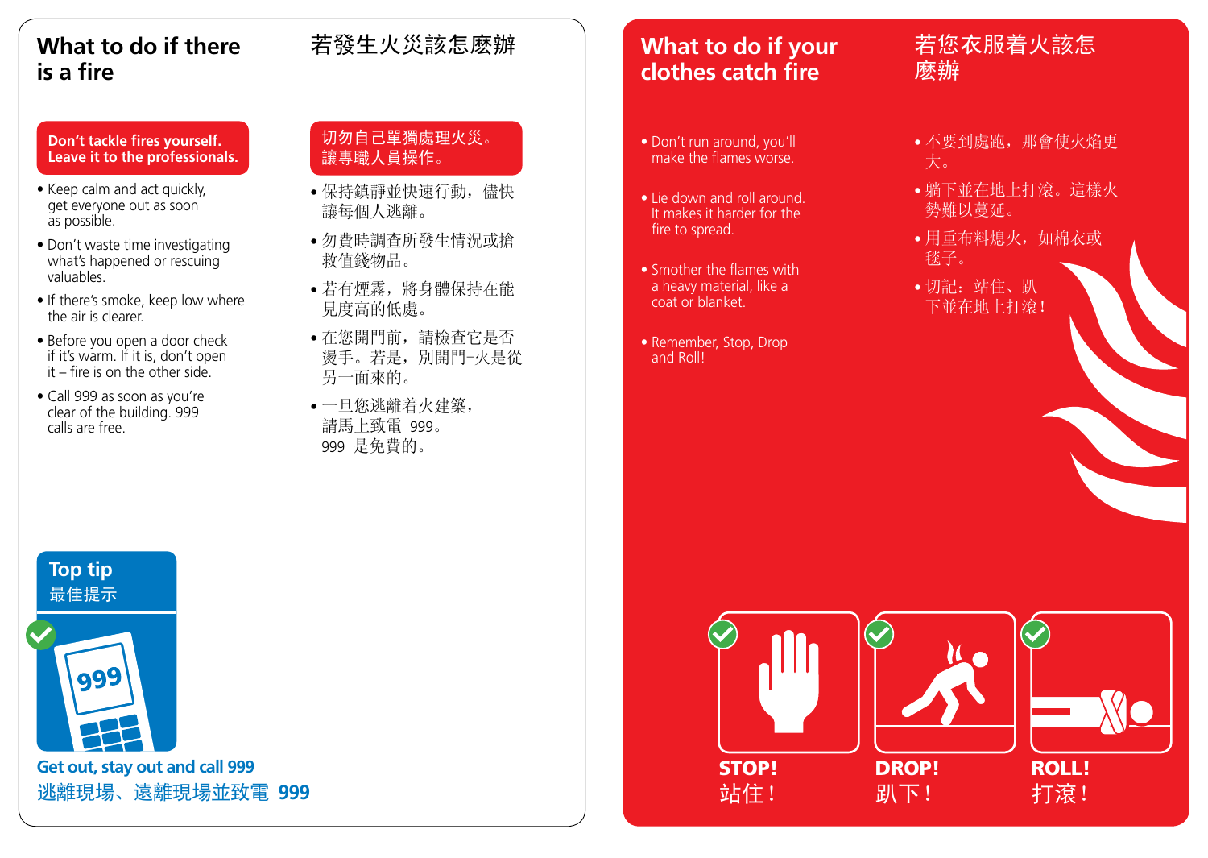## What to do if there is a fire

## 若發生火災該怎麽辦

**Don't tackle fires yourself. Leave it to the professionals.**

- Keep calm and act quickly, get everyone out as soon as possible.
- Don't waste time investigating what's happened or rescuing valuables.
- If there's smoke, keep low where the air is clearer.
- Before you open a door check if it's warm. If it is, don't open it – fire is on the other side.
- Call 999 as soon as you're clear of the building. 999 calls are free.

**切勿自己單獨處理火災。讓專職人員操作。**

- 保持鎮靜並快速行動，儘快讓每個人逃離。
- 勿費時調查所發生情況或搶救值錢物品。
- 若有煙霧，將身體保持在能見度高的低處。
- 在您開門前，請檢查它是否燙手。若是，別開門–火是從另一面來的。
- 一旦您逃離着火建築，請馬上致電 999。999 是免費的。

**Top tip**
**最佳提示**

**Get out, stay out and call 999**
**逃離現場、遠離現場並致電 999**

## What to do if your clothes catch fire

## 若您衣服着火該怎麽辦

- Don't run around, you'll make the flames worse.
- Lie down and roll around. It makes it harder for the fire to spread.
- Smother the flames with a heavy material, like a coat or blanket.
- Remember, Stop, Drop and Roll!

- 不要到處跑，那會使火焰更大。
- 躺下並在地上打滾。這樣火勢難以蔓延。
- 用重布料熄火，如棉衣或毯子。
- 切記：站住、趴下並在地上打滾！

**STOP!** 站住！

**DROP!** 趴下！

**ROLL!** 打滾！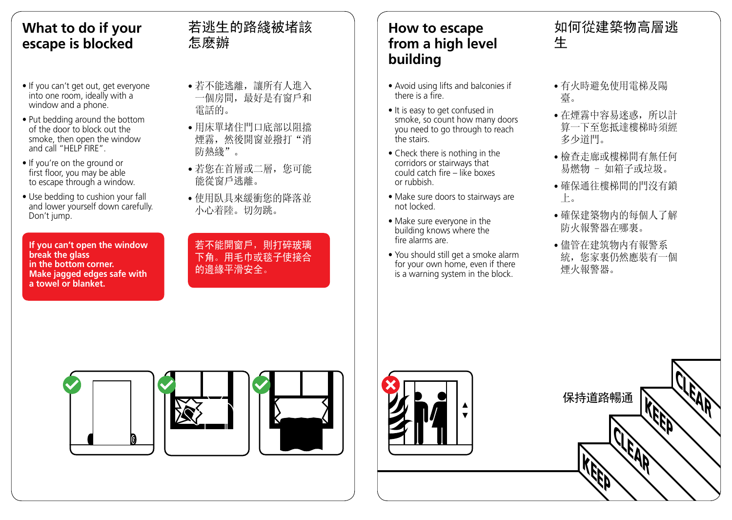## What to do if your escape is blocked

- If you can't get out, get everyone into one room, ideally with a window and a phone.
- Put bedding around the bottom of the door to block out the smoke, then open the window and call "HELP FIRE".
- If you're on the ground or first floor, you may be able to escape through a window.
- Use bedding to cushion your fall and lower yourself down carefully. Don't jump.

**If you can't open the window break the glass in the bottom corner. Make jagged edges safe with a towel or blanket.**

## 若逃生的路綫被堵該怎麼辦

- 若不能逃離，讓所有人進入一個房間，最好是有窗戶和電話的。
- 用床單堵住門口底部以阻擋煙霧，然後開窗並撥打“消防熱綫”。
- 若您在首層或二層，您可能能從窗戶逃離。
- 使用臥具來緩衝您的降落並小心着陸。切勿跳。

**若不能開窗戶，則打碎玻璃下角。用毛巾或毯子使接合的邊緣平滑安全。**

## How to escape from a high level building

- Avoid using lifts and balconies if there is a fire.
- It is easy to get confused in smoke, so count how many doors you need to go through to reach the stairs.
- Check there is nothing in the corridors or stairways that could catch fire – like boxes or rubbish.
- Make sure doors to stairways are not locked.
- Make sure everyone in the building knows where the fire alarms are.
- You should still get a smoke alarm for your own home, even if there is a warning system in the block.

## 如何從建築物高層逃生

- 有火時避免使用電梯及陽臺。
- 在煙霧中容易迷惑，所以計算一下至您抵達樓梯時須經多少道門。
- 檢查走廊或樓梯間有無任何易燃物 – 如箱子或垃圾。
- 確保通往樓梯間的門沒有鎖上。
- 確保建築物內的每個人了解防火報警器在哪裏。
- 儘管在建筑物內有報警系統，您家裏仍然應裝有一個煙火報警器。

保持道路暢通

KEEP CLEAR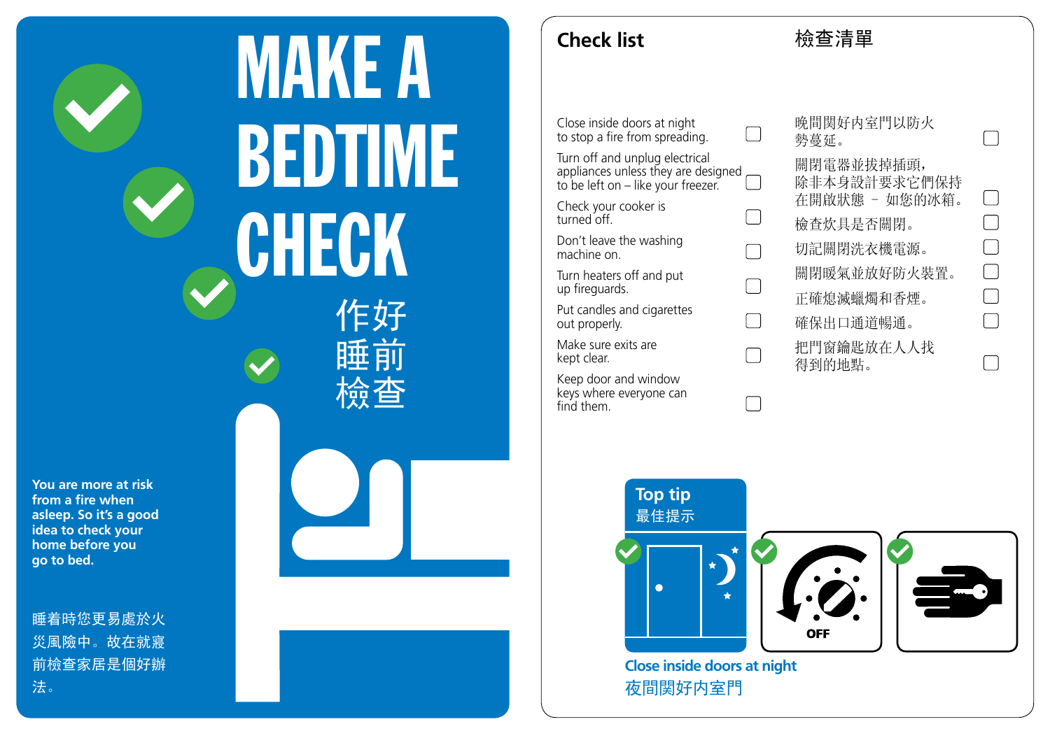# MAKE A BEDTIME CHECK

# 作好睡前檢查

**You are more at risk from a fire when asleep. So it's a good idea to check your home before you go to bed.**

睡着時您更易處於火災風險中。故在就寢前檢查家居是個好辦法。

## Check list

- ☐ Close inside doors at night to stop a fire from spreading.
- ☐ Turn off and unplug electrical appliances unless they are designed to be left on – like your freezer.
- ☐ Check your cooker is turned off.
- ☐ Don't leave the washing machine on.
- ☐ Turn heaters off and put up fireguards.
- ☐ Put candles and cigarettes out properly.
- ☐ Make sure exits are kept clear.
- ☐ Keep door and window keys where everyone can find them.

## 檢查清單

- ☐ 晚間關好內室門以防火勢蔓延。
- ☐ 關閉電器並拔掉插頭，除非本身設計要求它們保持在開啟狀態 – 如您的冰箱。
- ☐ 檢查炊具是否關閉。
- ☐ 切記關閉洗衣機電源。
- ☐ 關閉暖氣並放好防火裝置。
- ☐ 正確熄滅蠟燭和香煙。
- ☐ 確保出口通道暢通。
- ☐ 把門窗鑰匙放在人人找得到的地點。

**Top tip**
最佳提示

OFF

**Close inside doors at night**
夜間關好內室門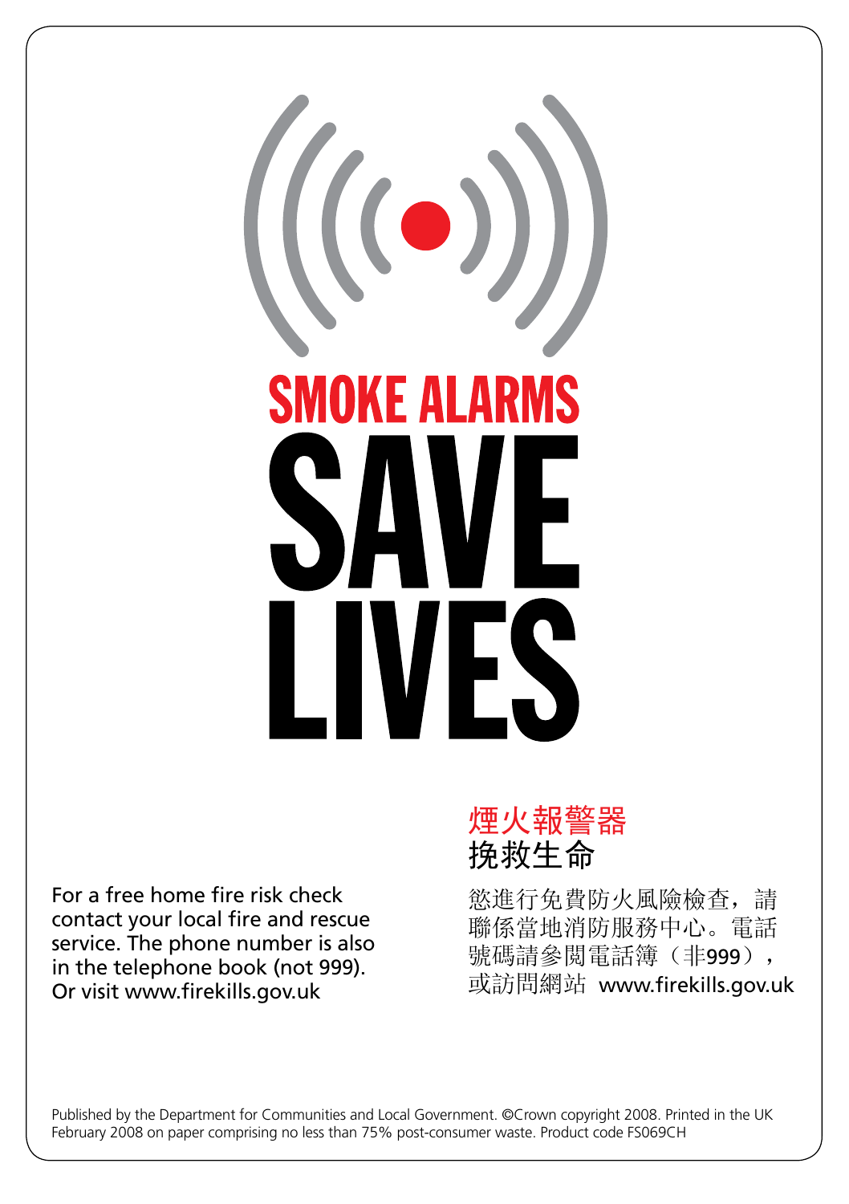# SMOKE ALARMS SAVE LIVES

## 煙火報警器
## 挽救生命

For a free home fire risk check contact your local fire and rescue service. The phone number is also in the telephone book (not 999). Or visit www.firekills.gov.uk

慾進行免費防火風險檢查，請聯係當地消防服務中心。電話號碼請參閱電話簿（非999），或訪問網站 www.firekills.gov.uk

Published by the Department for Communities and Local Government. ©Crown copyright 2008. Printed in the UK February 2008 on paper comprising no less than 75% post-consumer waste. Product code FS069CH